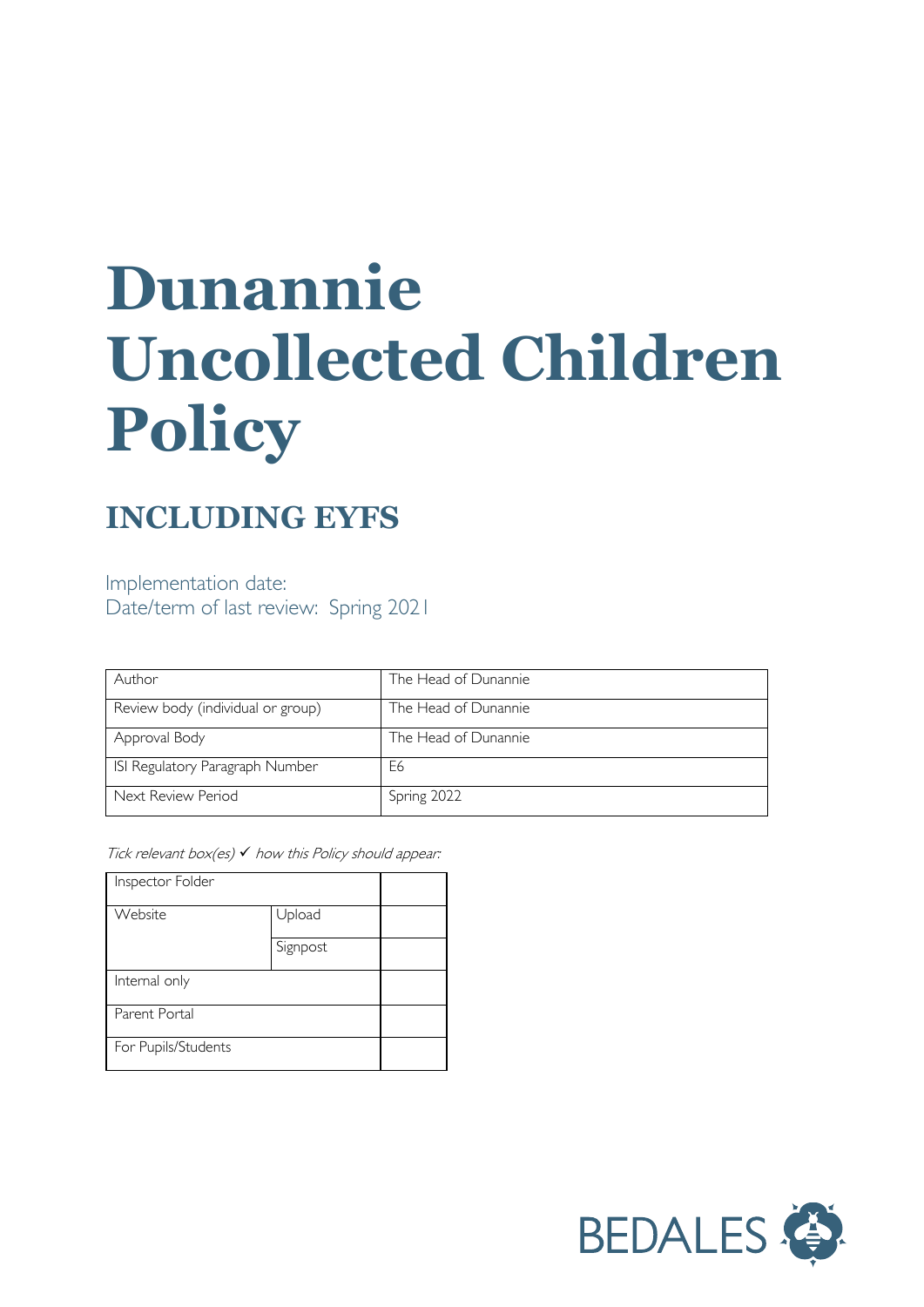# Dunannie Uncollected Children Policy

## INCLUDING EYFS

Implementation date:
Date/term of last review: Spring 2021

| Author | The Head of Dunannie |
|---|---|
| Review body (individual or group) | The Head of Dunannie |
| Approval Body | The Head of Dunannie |
| ISI Regulatory Paragraph Number | E6 |
| Next Review Period | Spring 2022 |

*Tick relevant box(es)* ✓ *how this Policy should appear:*

| Inspector Folder | | |
|---|---|---|
| Website | Upload | |
| | Signpost | |
| Internal only | | |
| Parent Portal | | |
| For Pupils/Students | | |

BEDALES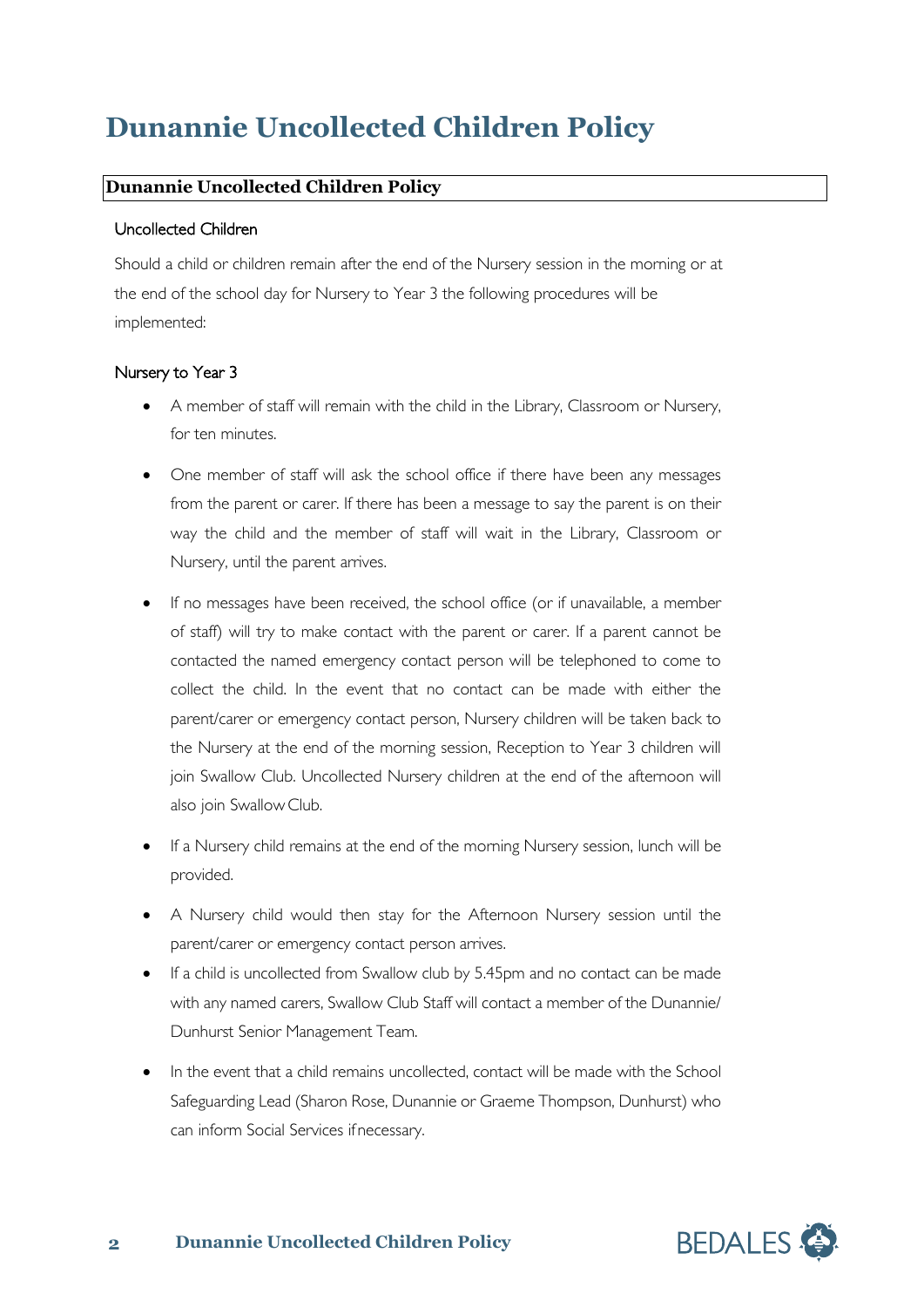# Dunannie Uncollected Children Policy

**Dunannie Uncollected Children Policy**

Uncollected Children

Should a child or children remain after the end of the Nursery session in the morning or at the end of the school day for Nursery to Year 3 the following procedures will be implemented:

Nursery to Year 3

- A member of staff will remain with the child in the Library, Classroom or Nursery, for ten minutes.
- One member of staff will ask the school office if there have been any messages from the parent or carer. If there has been a message to say the parent is on their way the child and the member of staff will wait in the Library, Classroom or Nursery, until the parent arrives.
- If no messages have been received, the school office (or if unavailable, a member of staff) will try to make contact with the parent or carer. If a parent cannot be contacted the named emergency contact person will be telephoned to come to collect the child. In the event that no contact can be made with either the parent/carer or emergency contact person, Nursery children will be taken back to the Nursery at the end of the morning session, Reception to Year 3 children will join Swallow Club. Uncollected Nursery children at the end of the afternoon will also join Swallow Club.
- If a Nursery child remains at the end of the morning Nursery session, lunch will be provided.
- A Nursery child would then stay for the Afternoon Nursery session until the parent/carer or emergency contact person arrives.
- If a child is uncollected from Swallow club by 5.45pm and no contact can be made with any named carers, Swallow Club Staff will contact a member of the Dunannie/ Dunhurst Senior Management Team.
- In the event that a child remains uncollected, contact will be made with the School Safeguarding Lead (Sharon Rose, Dunannie or Graeme Thompson, Dunhurst) who can inform Social Services if necessary.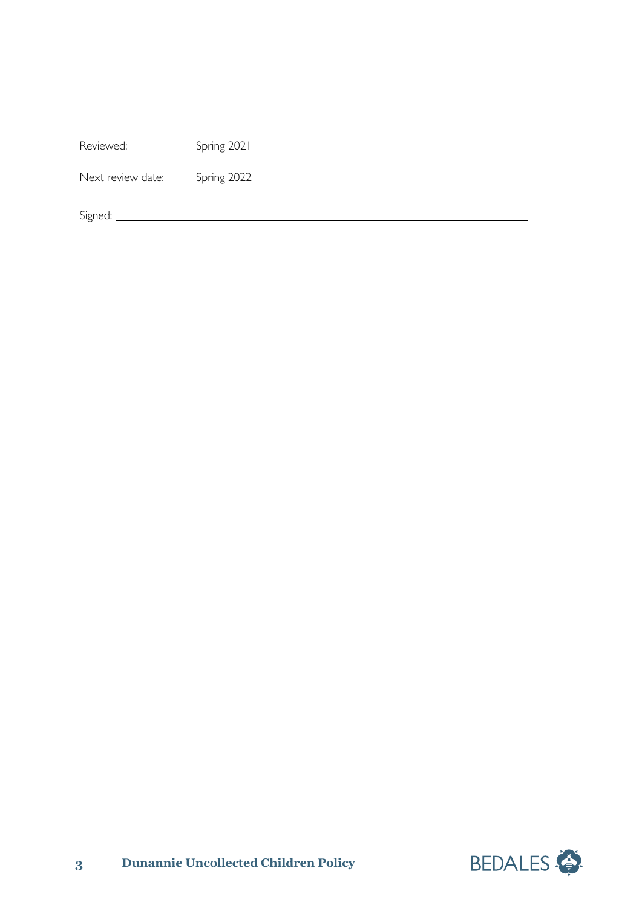Reviewed: Spring 2021

Next review date: Spring 2022

Signed: \_\_\_\_\_\_\_\_\_\_\_\_\_\_\_\_\_\_\_\_\_\_\_\_\_\_\_\_\_\_\_\_\_\_\_\_\_\_\_\_